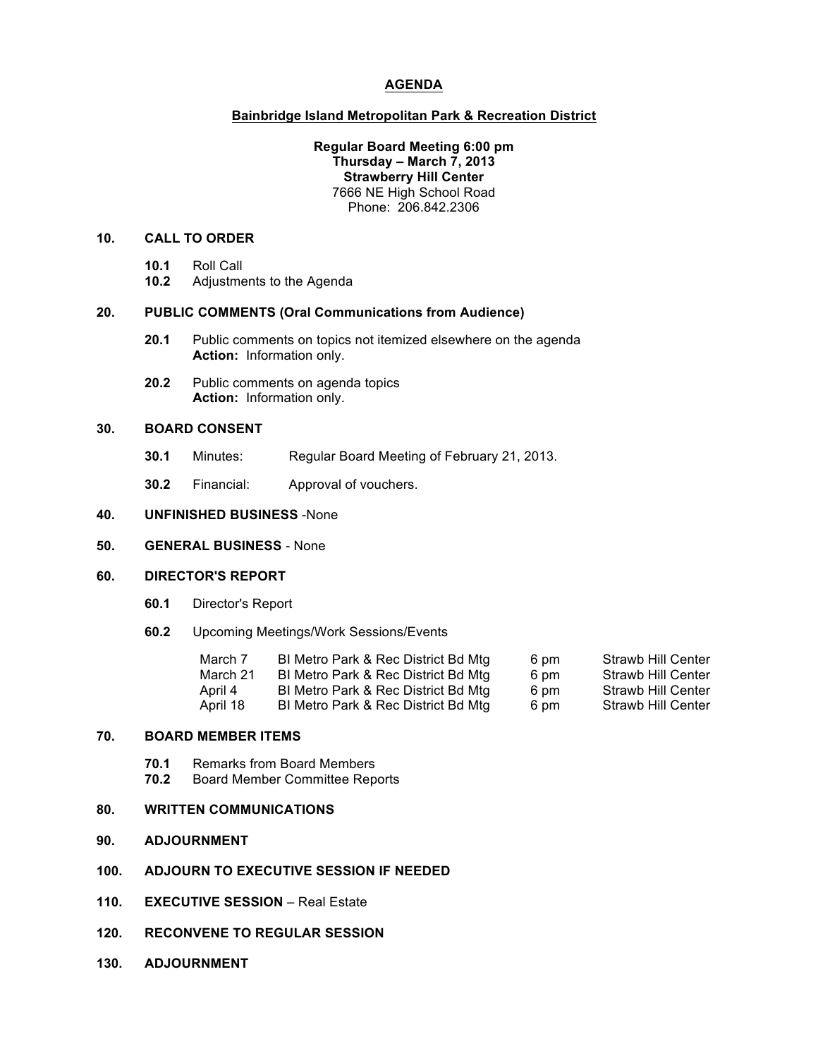# AGENDA

## Bainbridge Island Metropolitan Park & Recreation District

**Regular Board Meeting 6:00 pm**
**Thursday – March 7, 2013**
**Strawberry Hill Center**
7666 NE High School Road
Phone: 206.842.2306

**10. CALL TO ORDER**

- **10.1** Roll Call
- **10.2** Adjustments to the Agenda

**20. PUBLIC COMMENTS (Oral Communications from Audience)**

- **20.1** Public comments on topics not itemized elsewhere on the agenda
  **Action:** Information only.
- **20.2** Public comments on agenda topics
  **Action:** Information only.

**30. BOARD CONSENT**

- **30.1** Minutes: Regular Board Meeting of February 21, 2013.
- **30.2** Financial: Approval of vouchers.

**40. UNFINISHED BUSINESS** -None

**50. GENERAL BUSINESS** - None

**60. DIRECTOR'S REPORT**

- **60.1** Director's Report
- **60.2** Upcoming Meetings/Work Sessions/Events

| | | | |
|---|---|---|---|
| March 7 | BI Metro Park & Rec District Bd Mtg | 6 pm | Strawb Hill Center |
| March 21 | BI Metro Park & Rec District Bd Mtg | 6 pm | Strawb Hill Center |
| April 4 | BI Metro Park & Rec District Bd Mtg | 6 pm | Strawb Hill Center |
| April 18 | BI Metro Park & Rec District Bd Mtg | 6 pm | Strawb Hill Center |

**70. BOARD MEMBER ITEMS**

- **70.1** Remarks from Board Members
- **70.2** Board Member Committee Reports

**80. WRITTEN COMMUNICATIONS**

**90. ADJOURNMENT**

**100. ADJOURN TO EXECUTIVE SESSION IF NEEDED**

**110. EXECUTIVE SESSION** – Real Estate

**120. RECONVENE TO REGULAR SESSION**

**130. ADJOURNMENT**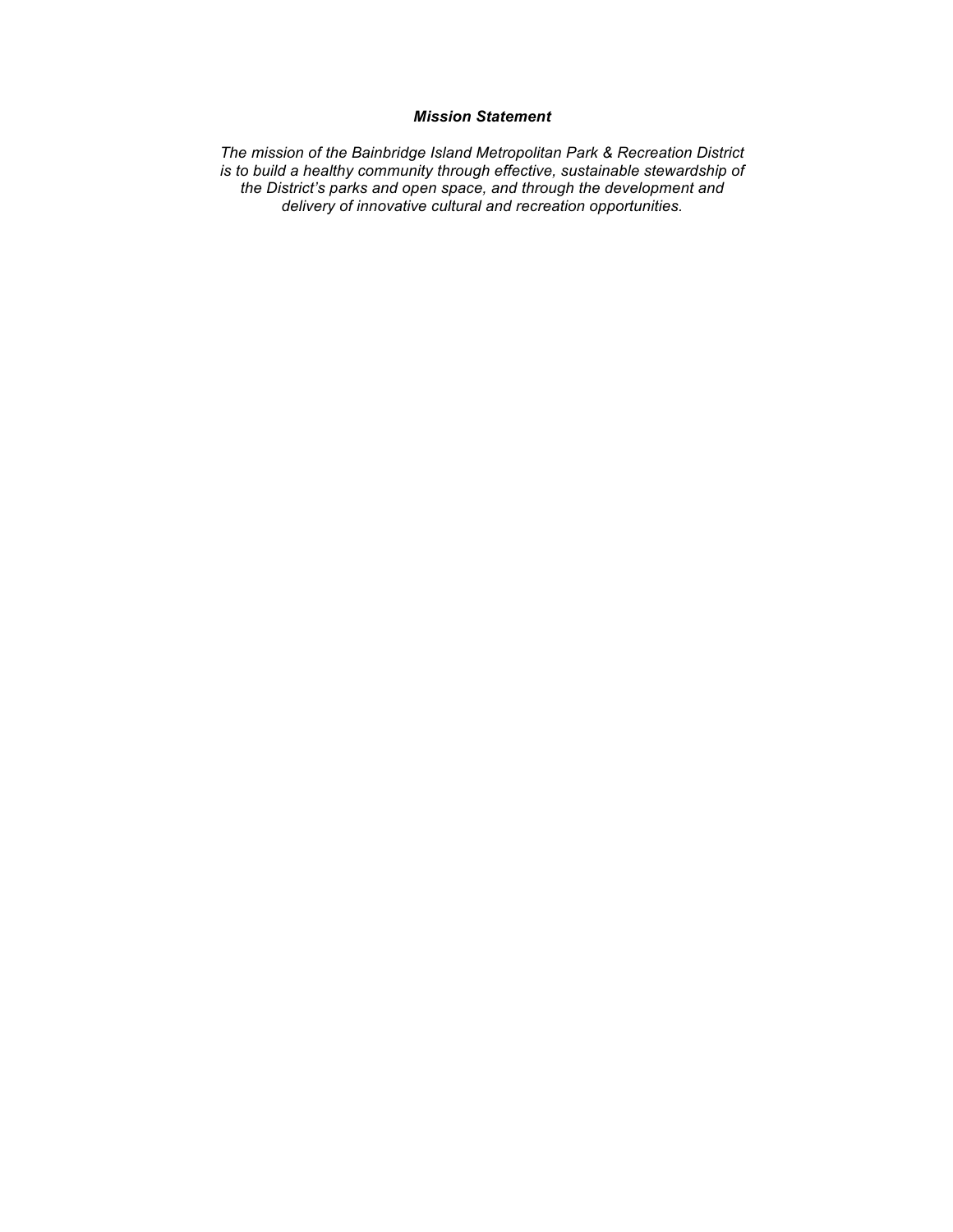***Mission Statement***

*The mission of the Bainbridge Island Metropolitan Park & Recreation District is to build a healthy community through effective, sustainable stewardship of the District's parks and open space, and through the development and delivery of innovative cultural and recreation opportunities.*